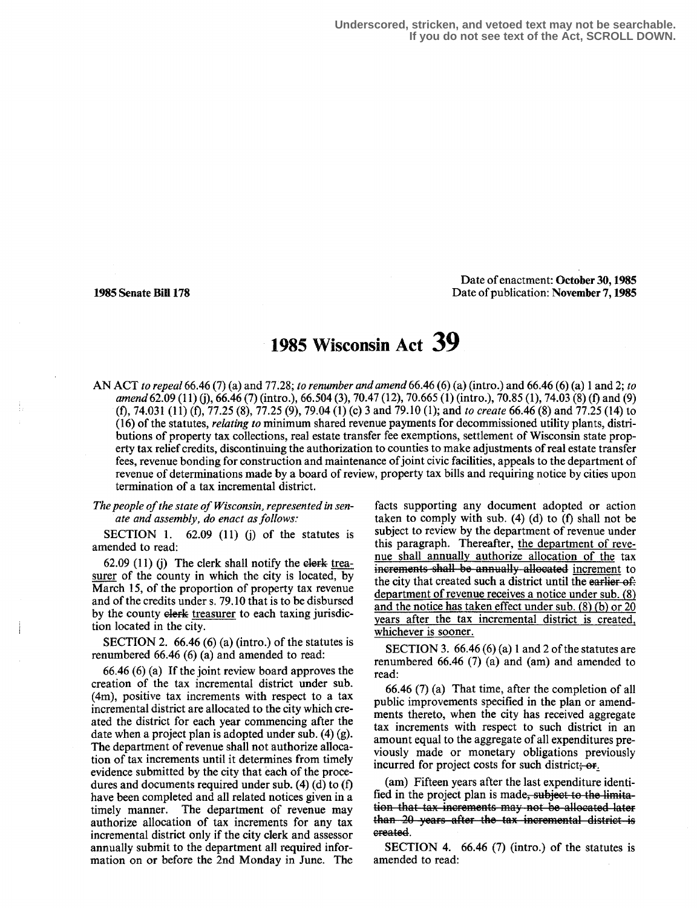Underscored, stricken, and vetoed text may not be searchable. If you do not see text of the Act, SCROLL DOWN.

**1985 Senate Bill 178**

Date of enactment: **October 30, 1985**
Date of publication: **November 7, 1985**

# 1985 Wisconsin Act 39

AN ACT *to repeal* 66.46 (7) (a) and 77.28; *to renumber and amend* 66.46 (6) (a) (intro.) and 66.46 (6) (a) 1 and 2; *to amend* 62.09 (11) (j), 66.46 (7) (intro.), 66.504 (3), 70.47 (12), 70.665 (1) (intro.), 70.85 (1), 74.03 (8) (f) and (9) (f), 74.031 (11) (f), 77.25 (8), 77.25 (9), 79.04 (1) (c) 3 and 79.10 (1); and *to create* 66.46 (8) and 77.25 (14) to (16) of the statutes, *relating to* minimum shared revenue payments for decommissioned utility plants, distributions of property tax collections, real estate transfer fee exemptions, settlement of Wisconsin state property tax relief credits, discontinuing the authorization to counties to make adjustments of real estate transfer fees, revenue bonding for construction and maintenance of joint civic facilities, appeals to the department of revenue of determinations made by a board of review, property tax bills and requiring notice by cities upon termination of a tax incremental district.

*The people of the state of Wisconsin, represented in senate and assembly, do enact as follows:*

SECTION 1. 62.09 (11) (j) of the statutes is amended to read:

62.09 (11) (j) The clerk shall notify the ~~clerk~~ treasurer of the county in which the city is located, by March 15, of the proportion of property tax revenue and of the credits under s. 79.10 that is to be disbursed by the county ~~clerk~~ treasurer to each taxing jurisdiction located in the city.

SECTION 2. 66.46 (6) (a) (intro.) of the statutes is renumbered 66.46 (6) (a) and amended to read:

66.46 (6) (a) If the joint review board approves the creation of the tax incremental district under sub. (4m), positive tax increments with respect to a tax incremental district are allocated to the city which created the district for each year commencing after the date when a project plan is adopted under sub. (4) (g). The department of revenue shall not authorize allocation of tax increments until it determines from timely evidence submitted by the city that each of the procedures and documents required under sub. (4) (d) to (f) have been completed and all related notices given in a timely manner. The department of revenue may authorize allocation of tax increments for any tax incremental district only if the city clerk and assessor annually submit to the department all required information on or before the 2nd Monday in June. The facts supporting any document adopted or action taken to comply with sub. (4) (d) to (f) shall not be subject to review by the department of revenue under this paragraph. Thereafter, the department of revenue shall annually authorize allocation of the tax ~~increments shall be annually allocated~~ increment to the city that created such a district until the ~~earlier of:~~ department of revenue receives a notice under sub. (8) and the notice has taken effect under sub. (8) (b) or 20 years after the tax incremental district is created, whichever is sooner.

SECTION 3. 66.46 (6) (a) 1 and 2 of the statutes are renumbered 66.46 (7) (a) and (am) and amended to read:

66.46 (7) (a) That time, after the completion of all public improvements specified in the plan or amendments thereto, when the city has received aggregate tax increments with respect to such district in an amount equal to the aggregate of all expenditures previously made or monetary obligations previously incurred for project costs for such district~~; or~~.

(am) Fifteen years after the last expenditure identified in the project plan is made~~, subject to the limitation that tax increments may not be allocated later than 20 years after the tax incremental district is created~~.

SECTION 4. 66.46 (7) (intro.) of the statutes is amended to read: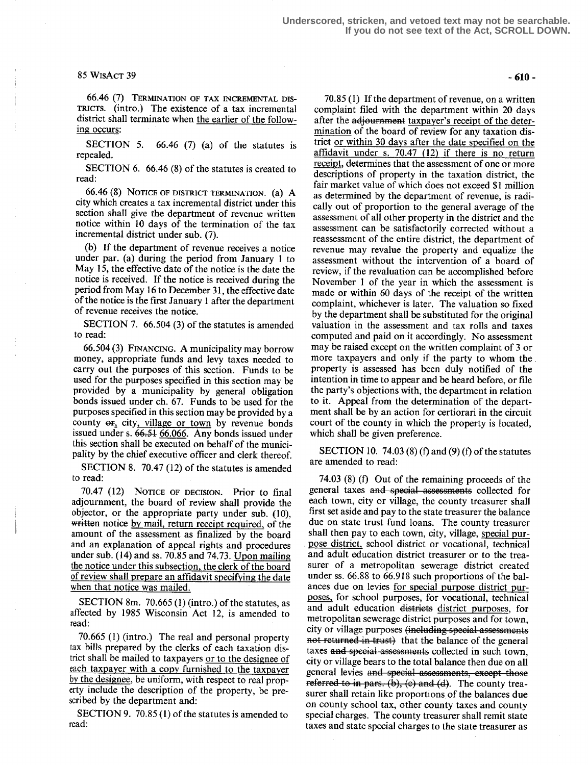66.46 (7) TERMINATION OF TAX INCREMENTAL DISTRICTS. (intro.) The existence of a tax incremental district shall terminate when the earlier of the following occurs:

SECTION 5. 66.46 (7) (a) of the statutes is repealed.

SECTION 6. 66.46 (8) of the statutes is created to read:

66.46 (8) NOTICE OF DISTRICT TERMINATION. (a) A city which creates a tax incremental district under this section shall give the department of revenue written notice within 10 days of the termination of the tax incremental district under sub. (7).

(b) If the department of revenue receives a notice under par. (a) during the period from January 1 to May 15, the effective date of the notice is the date the notice is received. If the notice is received during the period from May 16 to December 31, the effective date of the notice is the first January 1 after the department of revenue receives the notice.

SECTION 7. 66.504 (3) of the statutes is amended to read:

66.504 (3) FINANCING. A municipality may borrow money, appropriate funds and levy taxes needed to carry out the purposes of this section. Funds to be used for the purposes specified in this section may be provided by a municipality by general obligation bonds issued under ch. 67. Funds to be used for the purposes specified in this section may be provided by a county ~~or~~, city, village or town by revenue bonds issued under s. ~~66.51~~ 66.066. Any bonds issued under this section shall be executed on behalf of the municipality by the chief executive officer and clerk thereof.

SECTION 8. 70.47 (12) of the statutes is amended to read:

70.47 (12) NOTICE OF DECISION. Prior to final adjournment, the board of review shall provide the objector, or the appropriate party under sub. (10), ~~written~~ notice by mail, return receipt required, of the amount of the assessment as finalized by the board and an explanation of appeal rights and procedures under sub. (14) and ss. 70.85 and 74.73. Upon mailing the notice under this subsection, the clerk of the board of review shall prepare an affidavit specifying the date when that notice was mailed.

SECTION 8m. 70.665 (1) (intro.) of the statutes, as affected by 1985 Wisconsin Act 12, is amended to read:

70.665 (1) (intro.) The real and personal property tax bills prepared by the clerks of each taxation district shall be mailed to taxpayers or to the designee of each taxpayer with a copy furnished to the taxpayer by the designee, be uniform, with respect to real property include the description of the property, be prescribed by the department and:

SECTION 9. 70.85 (1) of the statutes is amended to read:

70.85 (1) If the department of revenue, on a written complaint filed with the department within 20 days after the ~~adjournment~~ taxpayer's receipt of the determination of the board of review for any taxation district or within 30 days after the date specified on the affidavit under s. 70.47 (12) if there is no return receipt, determines that the assessment of one or more descriptions of property in the taxation district, the fair market value of which does not exceed $1 million as determined by the department of revenue, is radically out of proportion to the general average of the assessment of all other property in the district and the assessment can be satisfactorily corrected without a reassessment of the entire district, the department of revenue may revalue the property and equalize the assessment without the intervention of a board of review, if the revaluation can be accomplished before November 1 of the year in which the assessment is made or within 60 days of the receipt of the written complaint, whichever is later. The valuation so fixed by the department shall be substituted for the original valuation in the assessment and tax rolls and taxes computed and paid on it accordingly. No assessment may be raised except on the written complaint of 3 or more taxpayers and only if the party to whom the property is assessed has been duly notified of the intention in time to appear and be heard before, or file the party's objections with, the department in relation to it. Appeal from the determination of the department shall be by an action for certiorari in the circuit court of the county in which the property is located, which shall be given preference.

SECTION 10. 74.03 (8) (f) and (9) (f) of the statutes are amended to read:

74.03 (8) (f) Out of the remaining proceeds of the general taxes ~~and special assessments~~ collected for each town, city or village, the county treasurer shall first set aside and pay to the state treasurer the balance due on state trust fund loans. The county treasurer shall then pay to each town, city, village, special purpose district, school district or vocational, technical and adult education district treasurer or to the treasurer of a metropolitan sewerage district created under ss. 66.88 to 66.918 such proportions of the balances due on levies for special purpose district purposes, for school purposes, for vocational, technical and adult education ~~districts~~ district purposes, for metropolitan sewerage district purposes and for town, city or village purposes ~~(including special assessments not returned in trust)~~ that the balance of the general taxes ~~and special assessments~~ collected in such town, city or village bears to the total balance then due on all general levies ~~and special assessments, except those referred to in pars. (b), (c) and (d)~~. The county treasurer shall retain like proportions of the balances due on county school tax, other county taxes and county special charges. The county treasurer shall remit state taxes and state special charges to the state treasurer as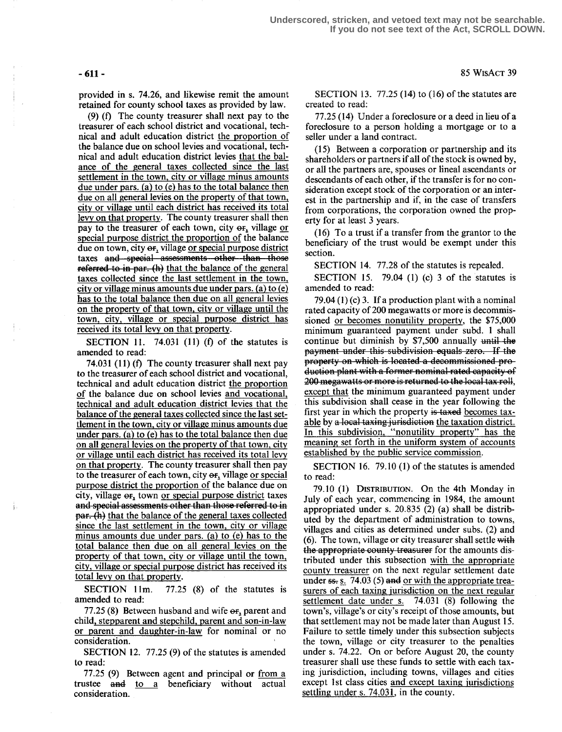provided in s. 74.26, and likewise remit the amount retained for county school taxes as provided by law.

(9) (f) The county treasurer shall next pay to the treasurer of each school district and vocational, technical and adult education district the proportion of the balance due on school levies and vocational, technical and adult education district levies that the balance of the general taxes collected since the last settlement in the town, city or village minus amounts due under pars. (a) to (e) has to the total balance then due on all general levies on the property of that town, city or village until each district has received its total levy on that property. The county treasurer shall then pay to the treasurer of each town, city or, village or special purpose district the proportion of the balance due on town, city or, village or special purpose district taxes and special assessments other than those referred to in par. (h) that the balance of the general taxes collected since the last settlement in the town, city or village minus amounts due under pars. (a) to (e) has to the total balance then due on all general levies on the property of that town, city or village until the town, city, village or special purpose district has received its total levy on that property.

SECTION 11. 74.031 (11) (f) of the statutes is amended to read:

74.031 (11) (f) The county treasurer shall next pay to the treasurer of each school district and vocational, technical and adult education district the proportion of the balance due on school levies and vocational, technical and adult education district levies that the balance of the general taxes collected since the last settlement in the town, city or village minus amounts due under pars. (a) to (e) has to the total balance then due on all general levies on the property of that town, city or village until each district has received its total levy on that property. The county treasurer shall then pay to the treasurer of each town, city or, village or special purpose district the proportion of the balance due on city, village or, town or special purpose district taxes and special assessments other than those referred to in par. (h) that the balance of the general taxes collected since the last settlement in the town, city or village minus amounts due under pars. (a) to (e) has to the total balance then due on all general levies on the property of that town, city or village until the town, city, village or special purpose district has received its total levy on that property.

SECTION 11m. 77.25 (8) of the statutes is amended to read:

77.25 (8) Between husband and wife or, parent and child, stepparent and stepchild, parent and son-in-law or parent and daughter-in-law for nominal or no consideration.

SECTION 12. 77.25 (9) of the statutes is amended to read:

77.25 (9) Between agent and principal or from a trustee and to a beneficiary without actual consideration.

SECTION 13. 77.25 (14) to (16) of the statutes are created to read:

77.25 (14) Under a foreclosure or a deed in lieu of a foreclosure to a person holding a mortgage or to a seller under a land contract.

(15) Between a corporation or partnership and its shareholders or partners if all of the stock is owned by, or all the partners are, spouses or lineal ascendants or descendants of each other, if the transfer is for no consideration except stock of the corporation or an interest in the partnership and if, in the case of transfers from corporations, the corporation owned the property for at least 3 years.

(16) To a trust if a transfer from the grantor to the beneficiary of the trust would be exempt under this section.

SECTION 14. 77.28 of the statutes is repealed.

SECTION 15. 79.04 (1) (c) 3 of the statutes is amended to read:

79.04 (1) (c) 3. If a production plant with a nominal rated capacity of 200 megawatts or more is decommissioned or becomes nonutility property, the $75,000 minimum guaranteed payment under subd. 1 shall continue but diminish by $7,500 annually until the payment under this subdivision equals zero. If the property on which is located a decommissioned production plant with a former nominal rated capacity of 200 megawatts or more is returned to the local tax roll, except that the minimum guaranteed payment under this subdivision shall cease in the year following the first year in which the property is taxed becomes taxable by a local taxing jurisdiction the taxation district. In this subdivision, "nonutility property" has the meaning set forth in the uniform system of accounts established by the public service commission.

SECTION 16. 79.10 (1) of the statutes is amended to read:

79.10 (1) DISTRIBUTION. On the 4th Monday in July of each year, commencing in 1984, the amount appropriated under s. 20.835 (2) (a) shall be distributed by the department of administration to towns, villages and cities as determined under subs. (2) and (6). The town, village or city treasurer shall settle with the appropriate county treasurer for the amounts distributed under this subsection with the appropriate county treasurer on the next regular settlement date under ss. s. 74.03 (5) and or with the appropriate treasurers of each taxing jurisdiction on the next regular settlement date under s. 74.031 (8) following the town's, village's or city's receipt of those amounts, but that settlement may not be made later than August 15. Failure to settle timely under this subsection subjects the town, village or city treasurer to the penalties under s. 74.22. On or before August 20, the county treasurer shall use these funds to settle with each taxing jurisdiction, including towns, villages and cities except 1st class cities and except taxing jurisdictions settling under s. 74.031, in the county.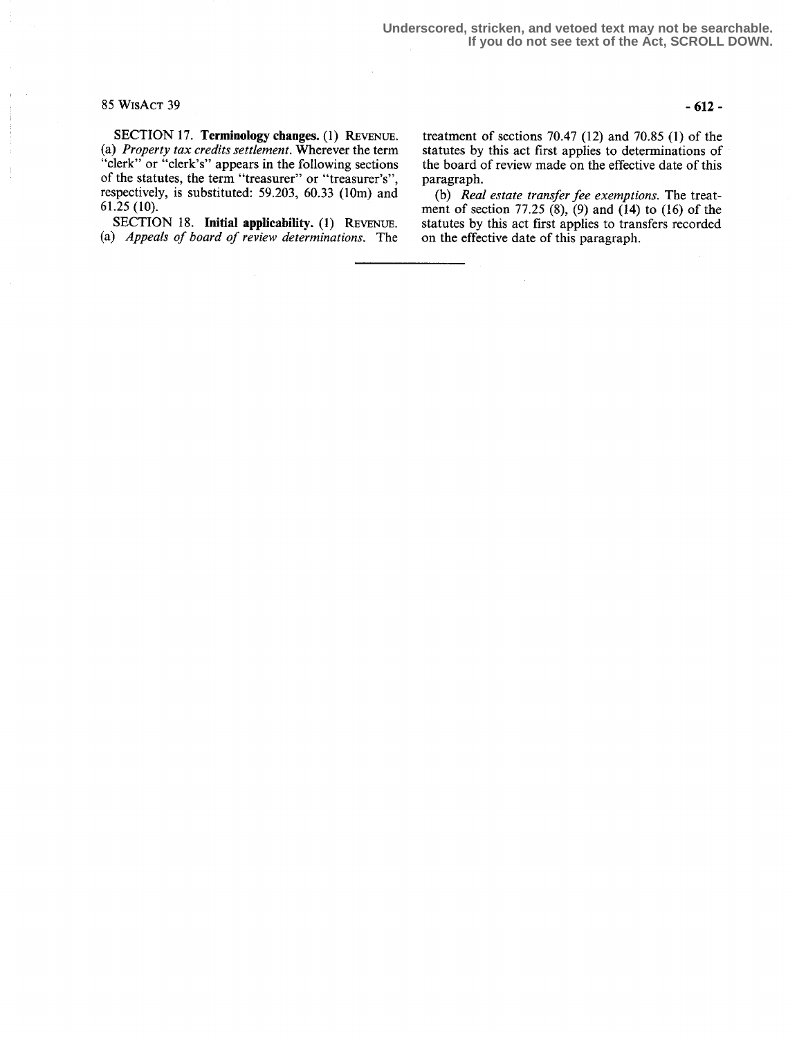SECTION 17. **Terminology changes.** (1) REVENUE. (a) *Property tax credits settlement.* Wherever the term "clerk" or "clerk's" appears in the following sections of the statutes, the term "treasurer" or "treasurer's", respectively, is substituted: 59.203, 60.33 (10m) and 61.25 (10).

SECTION 18. **Initial applicability.** (1) REVENUE. (a) *Appeals of board of review determinations.* The treatment of sections 70.47 (12) and 70.85 (1) of the statutes by this act first applies to determinations of the board of review made on the effective date of this paragraph.

(b) *Real estate transfer fee exemptions.* The treatment of section 77.25 (8), (9) and (14) to (16) of the statutes by this act first applies to transfers recorded on the effective date of this paragraph.